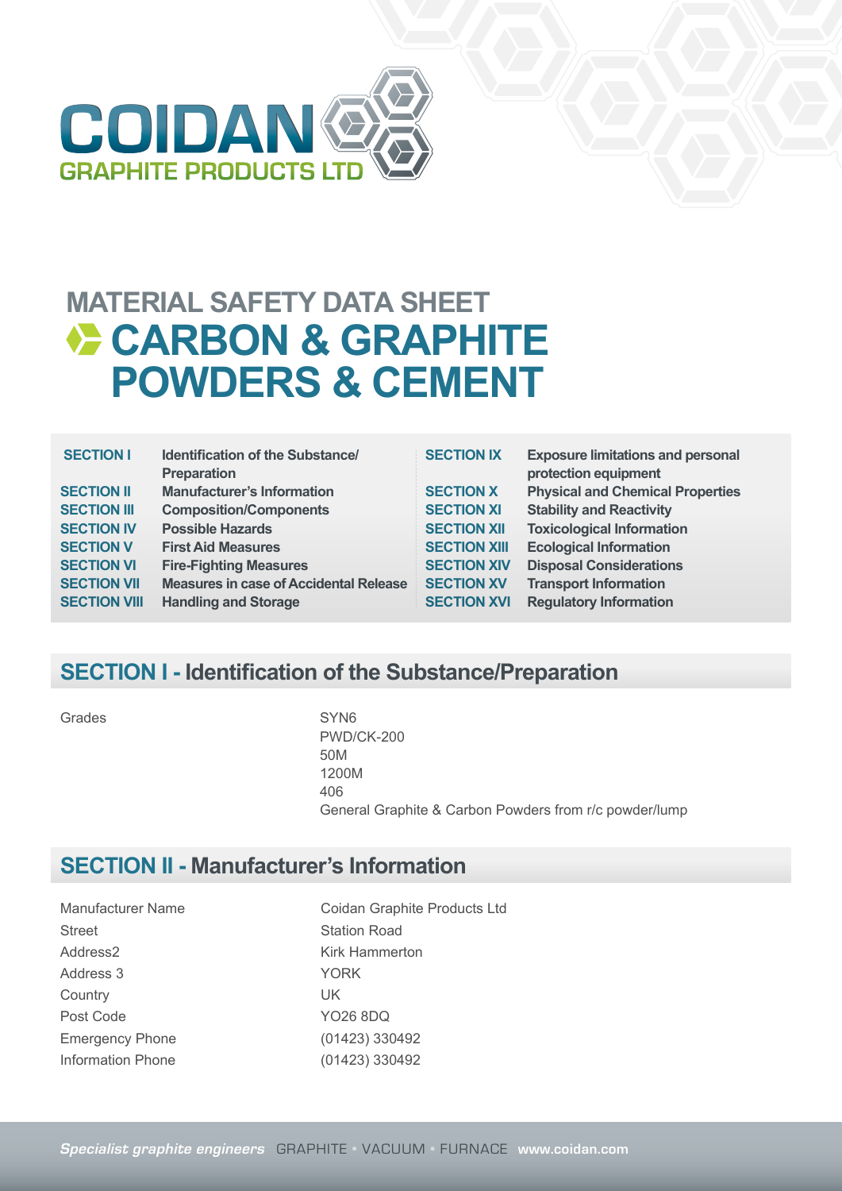COIDAN
GRAPHITE PRODUCTS LTD

# MATERIAL SAFETY DATA SHEET
# CARBON & GRAPHITE POWDERS & CEMENT

| | | | |
|---|---|---|---|
| SECTION I | Identification of the Substance/ Preparation | SECTION IX | Exposure limitations and personal protection equipment |
| SECTION II | Manufacturer's Information | SECTION X | Physical and Chemical Properties |
| SECTION III | Composition/Components | SECTION XI | Stability and Reactivity |
| SECTION IV | Possible Hazards | SECTION XII | Toxicological Information |
| SECTION V | First Aid Measures | SECTION XIII | Ecological Information |
| SECTION VI | Fire-Fighting Measures | SECTION XIV | Disposal Considerations |
| SECTION VII | Measures in case of Accidental Release | SECTION XV | Transport Information |
| SECTION VIII | Handling and Storage | SECTION XVI | Regulatory Information |

## SECTION I - Identification of the Substance/Preparation

Grades

SYN6
PWD/CK-200
50M
1200M
406
General Graphite & Carbon Powders from r/c powder/lump

## SECTION II - Manufacturer's Information

| | |
|---|---|
| Manufacturer Name | Coidan Graphite Products Ltd |
| Street | Station Road |
| Address2 | Kirk Hammerton |
| Address 3 | YORK |
| Country | UK |
| Post Code | YO26 8DQ |
| Emergency Phone | (01423) 330492 |
| Information Phone | (01423) 330492 |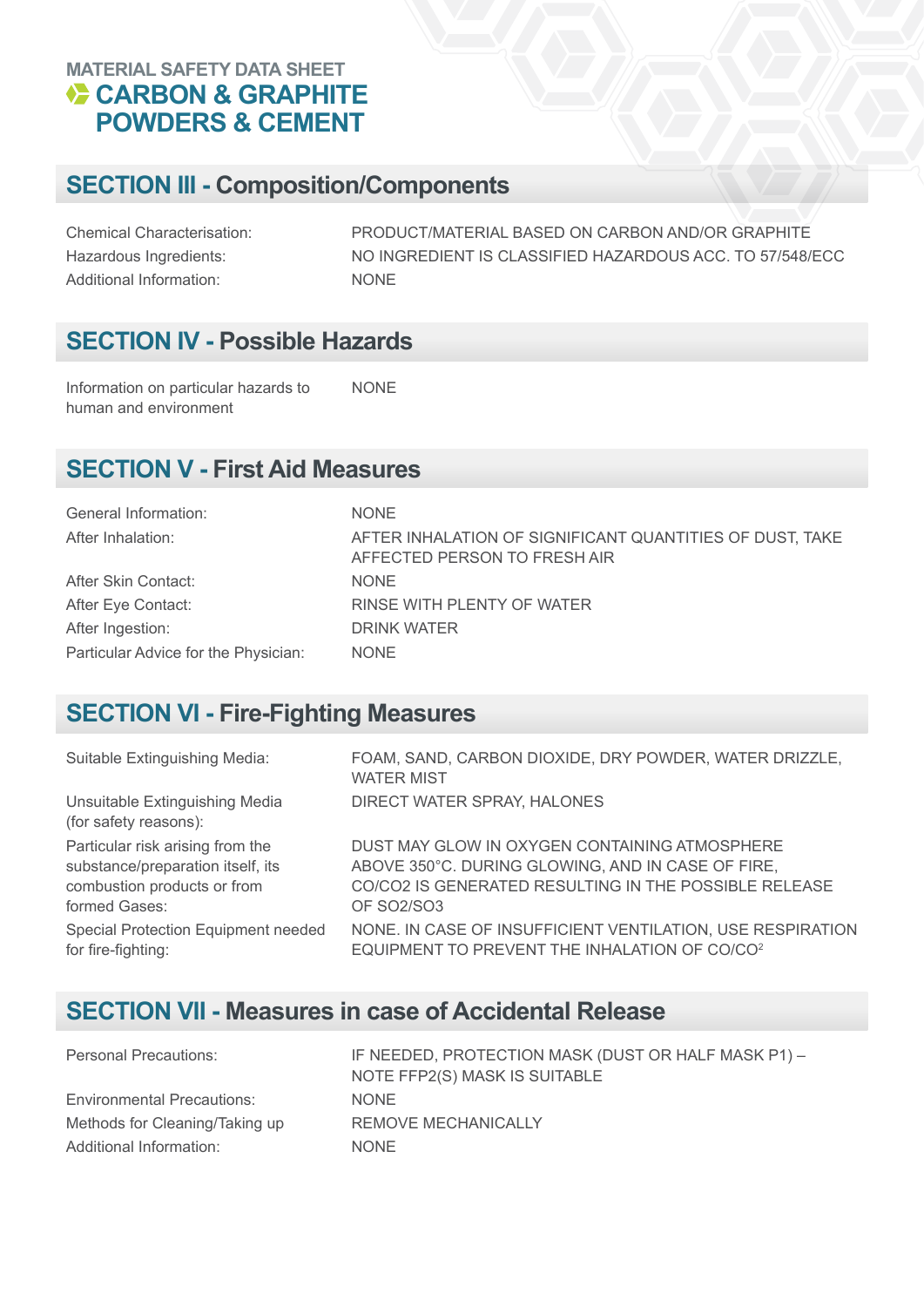MATERIAL SAFETY DATA SHEET

# CARBON & GRAPHITE POWDERS & CEMENT

## SECTION III - Composition/Components

| | |
|---|---|
| Chemical Characterisation: | PRODUCT/MATERIAL BASED ON CARBON AND/OR GRAPHITE |
| Hazardous Ingredients: | NO INGREDIENT IS CLASSIFIED HAZARDOUS ACC. TO 57/548/ECC |
| Additional Information: | NONE |

## SECTION IV - Possible Hazards

| | |
|---|---|
| Information on particular hazards to human and environment | NONE |

## SECTION V - First Aid Measures

| | |
|---|---|
| General Information: | NONE |
| After Inhalation: | AFTER INHALATION OF SIGNIFICANT QUANTITIES OF DUST, TAKE AFFECTED PERSON TO FRESH AIR |
| After Skin Contact: | NONE |
| After Eye Contact: | RINSE WITH PLENTY OF WATER |
| After Ingestion: | DRINK WATER |
| Particular Advice for the Physician: | NONE |

## SECTION VI - Fire-Fighting Measures

| | |
|---|---|
| Suitable Extinguishing Media: | FOAM, SAND, CARBON DIOXIDE, DRY POWDER, WATER DRIZZLE, WATER MIST |
| Unsuitable Extinguishing Media (for safety reasons): | DIRECT WATER SPRAY, HALONES |
| Particular risk arising from the substance/preparation itself, its combustion products or from formed Gases: | DUST MAY GLOW IN OXYGEN CONTAINING ATMOSPHERE ABOVE 350°C. DURING GLOWING, AND IN CASE OF FIRE, CO/CO2 IS GENERATED RESULTING IN THE POSSIBLE RELEASE OF SO2/SO3 |
| Special Protection Equipment needed for fire-fighting: | NONE. IN CASE OF INSUFFICIENT VENTILATION, USE RESPIRATION EQUIPMENT TO PREVENT THE INHALATION OF $CO/CO^2$ |

## SECTION VII - Measures in case of Accidental Release

| | |
|---|---|
| Personal Precautions: | IF NEEDED, PROTECTION MASK (DUST OR HALF MASK P1) – NOTE FFP2(S) MASK IS SUITABLE |
| Environmental Precautions: | NONE |
| Methods for Cleaning/Taking up | REMOVE MECHANICALLY |
| Additional Information: | NONE |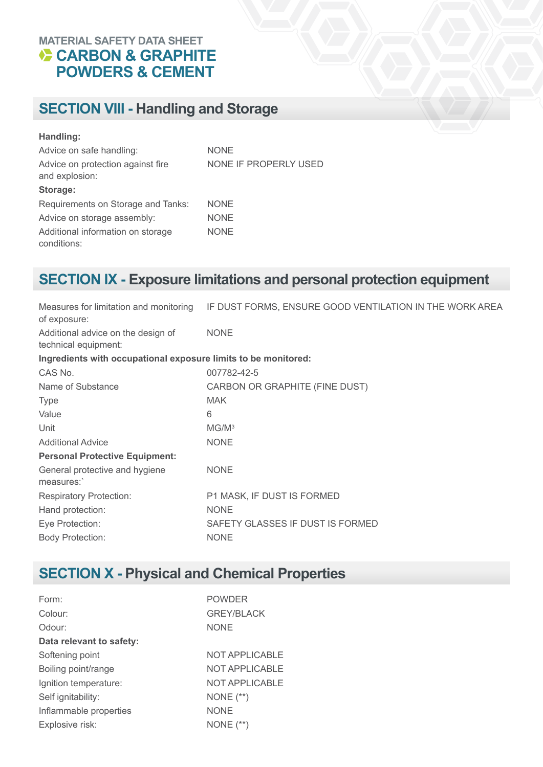MATERIAL SAFETY DATA SHEET

# CARBON & GRAPHITE POWDERS & CEMENT

## SECTION VIII - Handling and Storage

**Handling:**

| | |
|---|---|
| Advice on safe handling: | NONE |
| Advice on protection against fire and explosion: | NONE IF PROPERLY USED |

**Storage:**

| | |
|---|---|
| Requirements on Storage and Tanks: | NONE |
| Advice on storage assembly: | NONE |
| Additional information on storage conditions: | NONE |

## SECTION IX - Exposure limitations and personal protection equipment

| | |
|---|---|
| Measures for limitation and monitoring of exposure: | IF DUST FORMS, ENSURE GOOD VENTILATION IN THE WORK AREA |
| Additional advice on the design of technical equipment: | NONE |

**Ingredients with occupational exposure limits to be monitored:**

| | |
|---|---|
| CAS No. | 007782-42-5 |
| Name of Substance | CARBON OR GRAPHITE (FINE DUST) |
| Type | MAK |
| Value | 6 |
| Unit | $MG/M^3$ |
| Additional Advice | NONE |

**Personal Protective Equipment:**

| | |
|---|---|
| General protective and hygiene measures:` | NONE |
| Respiratory Protection: | P1 MASK, IF DUST IS FORMED |
| Hand protection: | NONE |
| Eye Protection: | SAFETY GLASSES IF DUST IS FORMED |
| Body Protection: | NONE |

## SECTION X - Physical and Chemical Properties

| | |
|---|---|
| Form: | POWDER |
| Colour: | GREY/BLACK |
| Odour: | NONE |

**Data relevant to safety:**

| | |
|---|---|
| Softening point | NOT APPLICABLE |
| Boiling point/range | NOT APPLICABLE |
| Ignition temperature: | NOT APPLICABLE |
| Self ignitability: | NONE (**) |
| Inflammable properties | NONE |
| Explosive risk: | NONE (**) |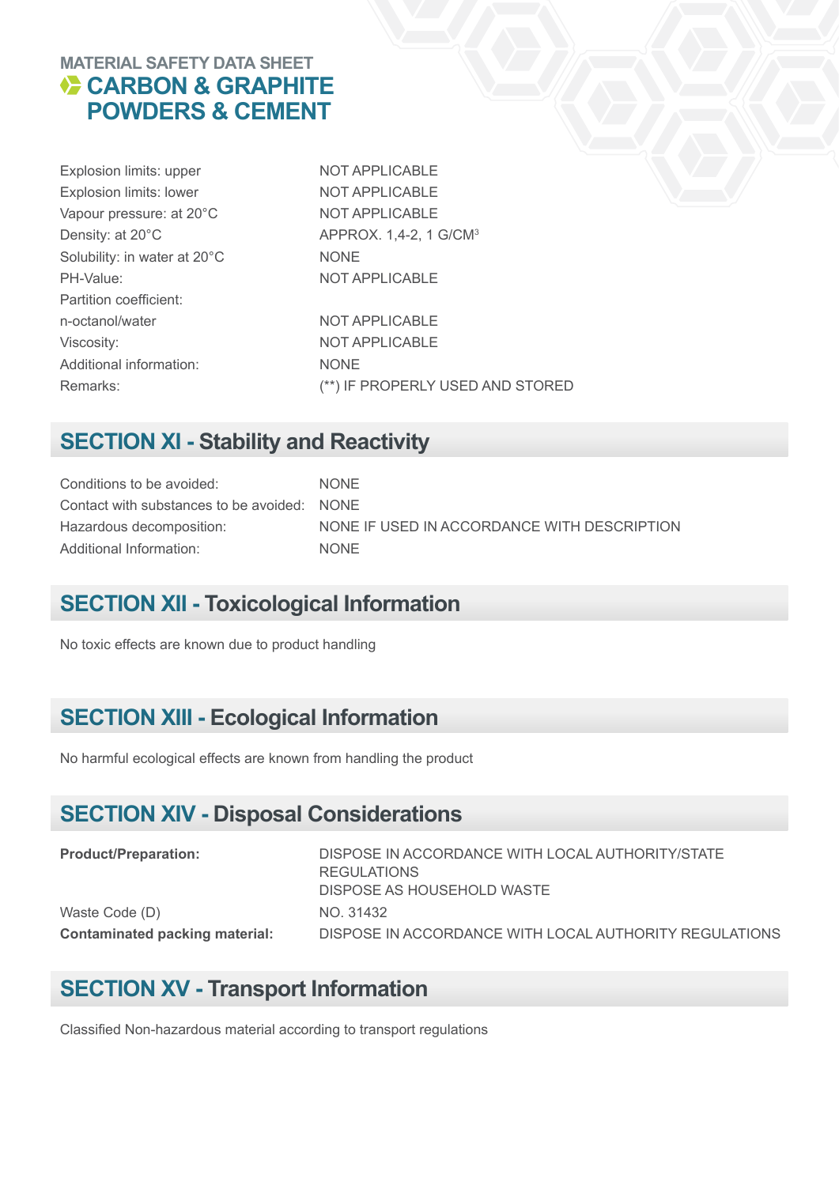MATERIAL SAFETY DATA SHEET

# CARBON & GRAPHITE POWDERS & CEMENT

| | |
|---|---|
| Explosion limits: upper | NOT APPLICABLE |
| Explosion limits: lower | NOT APPLICABLE |
| Vapour pressure: at 20°C | NOT APPLICABLE |
| Density: at 20°C | APPROX. 1,4-2, 1 G/CM$^3$ |
| Solubility: in water at 20°C | NONE |
| PH-Value: | NOT APPLICABLE |
| Partition coefficient: | |
| n-octanol/water | NOT APPLICABLE |
| Viscosity: | NOT APPLICABLE |
| Additional information: | NONE |
| Remarks: | (**) IF PROPERLY USED AND STORED |

## SECTION XI - Stability and Reactivity

| | |
|---|---|
| Conditions to be avoided: | NONE |
| Contact with substances to be avoided: | NONE |
| Hazardous decomposition: | NONE IF USED IN ACCORDANCE WITH DESCRIPTION |
| Additional Information: | NONE |

## SECTION XII - Toxicological Information

No toxic effects are known due to product handling

## SECTION XIII - Ecological Information

No harmful ecological effects are known from handling the product

## SECTION XIV - Disposal Considerations

| | |
|---|---|
| **Product/Preparation:** | DISPOSE IN ACCORDANCE WITH LOCAL AUTHORITY/STATE REGULATIONS<br>DISPOSE AS HOUSEHOLD WASTE |
| Waste Code (D) | NO. 31432 |
| **Contaminated packing material:** | DISPOSE IN ACCORDANCE WITH LOCAL AUTHORITY REGULATIONS |

## SECTION XV - Transport Information

Classified Non-hazardous material according to transport regulations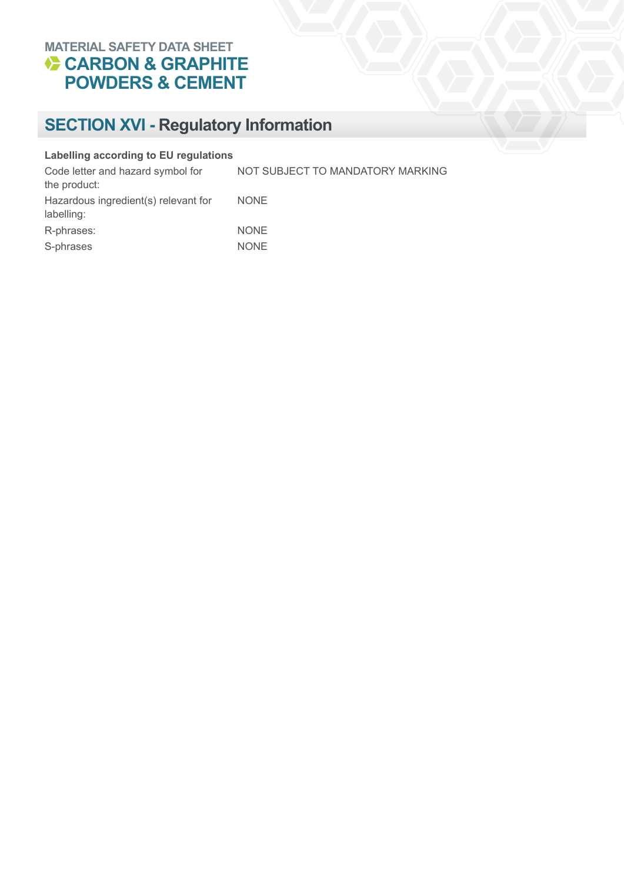## SECTION XVI - Regulatory Information

**Labelling according to EU regulations**

| | |
|---|---|
| Code letter and hazard symbol for the product: | NOT SUBJECT TO MANDATORY MARKING |
| Hazardous ingredient(s) relevant for labelling: | NONE |
| R-phrases: | NONE |
| S-phrases | NONE |